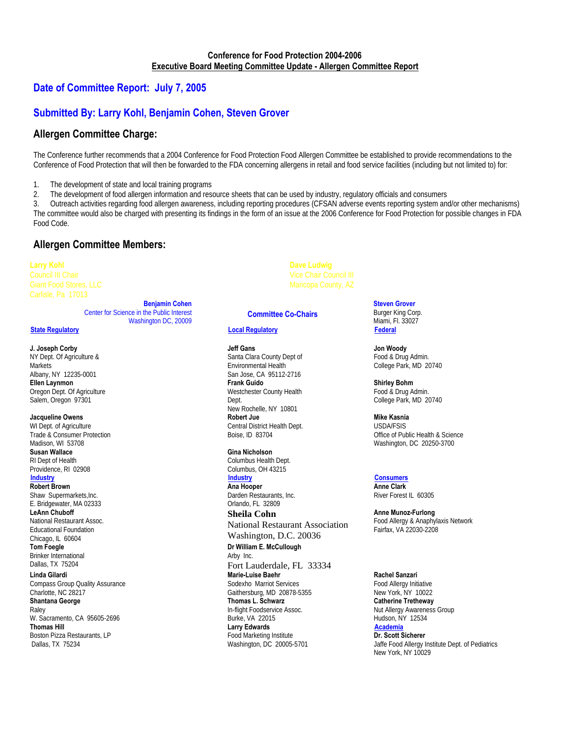**Conference for Food Protection 2004-2006**
**Executive Board Meeting Committee Update - Allergen Committee Report**

## Date of Committee Report: July 7, 2005

## Submitted By: Larry Kohl, Benjamin Cohen, Steven Grover

## Allergen Committee Charge:

The Conference further recommends that a 2004 Conference for Food Protection Food Allergen Committee be established to provide recommendations to the Conference of Food Protection that will then be forwarded to the FDA concerning allergens in retail and food service facilities (including but not limited to) for:

1. The development of state and local training programs
2. The development of food allergen information and resource sheets that can be used by industry, regulatory officials and consumers
3. Outreach activities regarding food allergen awareness, including reporting procedures (CFSAN adverse events reporting system and/or other mechanisms)

The committee would also be charged with presenting its findings in the form of an issue at the 2006 Conference for Food Protection for possible changes in FDA Food Code.

## Allergen Committee Members:

Larry Kohl
Council III Chair
Giant Food Stores, LLC
Carlisle, Pa 17013

Dave Ludwig
Vice Chair Council III
Maricopa County, AZ

**Committee Co-Chairs**

**Benjamin Cohen**
Center for Science in the Public Interest
Washington DC, 20009

**Steven Grover**
Burger King Corp.
Miami, Fl. 33027

**State Regulatory**

**J. Joseph Corby**
NY Dept. Of Agriculture & Markets
Albany, NY 12235-0001

**Ellen Laynmon**
Oregon Dept. Of Agriculture
Salem, Oregon 97301

**Jacqueline Owens**
WI Dept. of Agriculture Trade & Consumer Protection
Madison, WI 53708

**Susan Wallace**
RI Dept of Health
Providence, RI 02908

**Local Regulatory**

**Jeff Gans**
Santa Clara County Dept of Environmental Health
San Jose, CA 95112-2716

**Frank Guido**
Westchester County Health Dept.
New Rochelle, NY 10801

**Robert Jue**
Central District Health Dept.
Boise, ID 83704

**Gina Nicholson**
Columbus Health Dept.
Columbus, OH 43215

**Federal**

**Jon Woody**
Food & Drug Admin.
College Park, MD 20740

**Shirley Bohm**
Food & Drug Admin.
College Park, MD 20740

**Mike Kasnia**
USDA/FSIS
Office of Public Health & Science
Washington, DC 20250-3700

**Industry**

**Robert Brown**
Shaw Supermarkets,Inc.
E. Bridgewater, MA 02333

**LeAnn Chuboff**
National Restaurant Assoc. Educational Foundation
Chicago, IL 60604

**Tom Foegle**
Brinker International
Dallas, TX 75204

**Linda Gilardi**
Compass Group Quality Assurance
Charlotte, NC 28217

**Shantana George**
Raley
W. Sacramento, CA 95605-2696

**Thomas Hill**
Boston Pizza Restaurants, LP
Dallas, TX 75234

**Ana Hooper**
Darden Restaurants, Inc.
Orlando, FL 32809

**Sheila Cohn**
National Restaurant Association
Washington, D.C. 20036

**Dr William E. McCullough**
Arby Inc.
Fort Lauderdale, FL 33334

**Marie-Luise Baehr**
Sodexho Marriot Services
Gaithersburg, MD 20878-5355

**Thomas L. Schwarz**
In-flight Foodservice Assoc.
Burke, VA 22015

**Larry Edwards**
Food Marketing Institute
Washington, DC 20005-5701

**Consumers**

**Anne Clark**
River Forest IL 60305

**Anne Munoz-Furlong**
Food Allergy & Anaphylaxis Network
Fairfax, VA 22030-2208

**Rachel Sanzari**
Food Allergy Initiative
New York, NY 10022

**Catherine Tretheway**
Nut Allergy Awareness Group
Hudson, NY 12534

**Academia**

**Dr. Scott Sicherer**
Jaffe Food Allergy Institute Dept. of Pediatrics
New York, NY 10029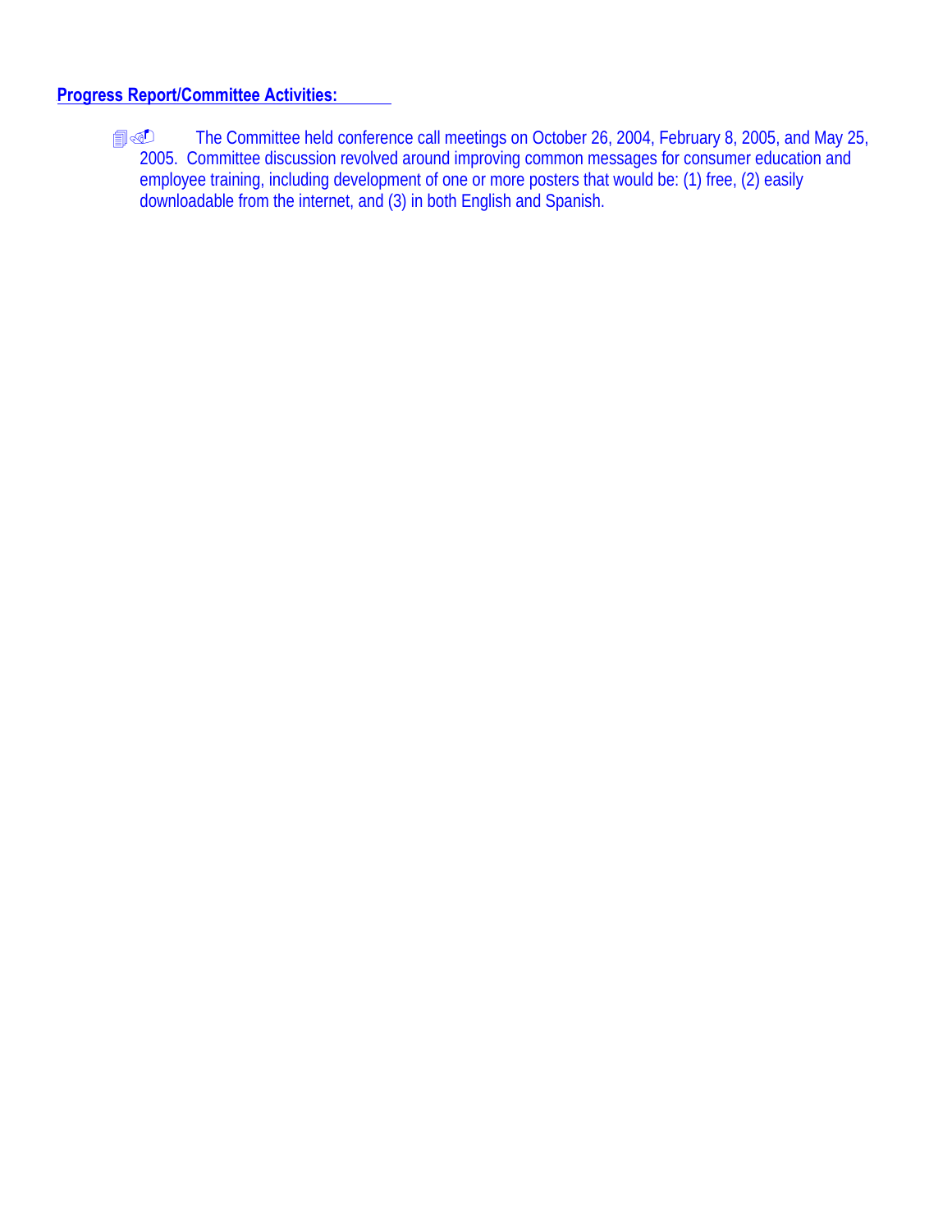**Progress Report/Committee Activities:**

- The Committee held conference call meetings on October 26, 2004, February 8, 2005, and May 25, 2005. Committee discussion revolved around improving common messages for consumer education and employee training, including development of one or more posters that would be: (1) free, (2) easily downloadable from the internet, and (3) in both English and Spanish.